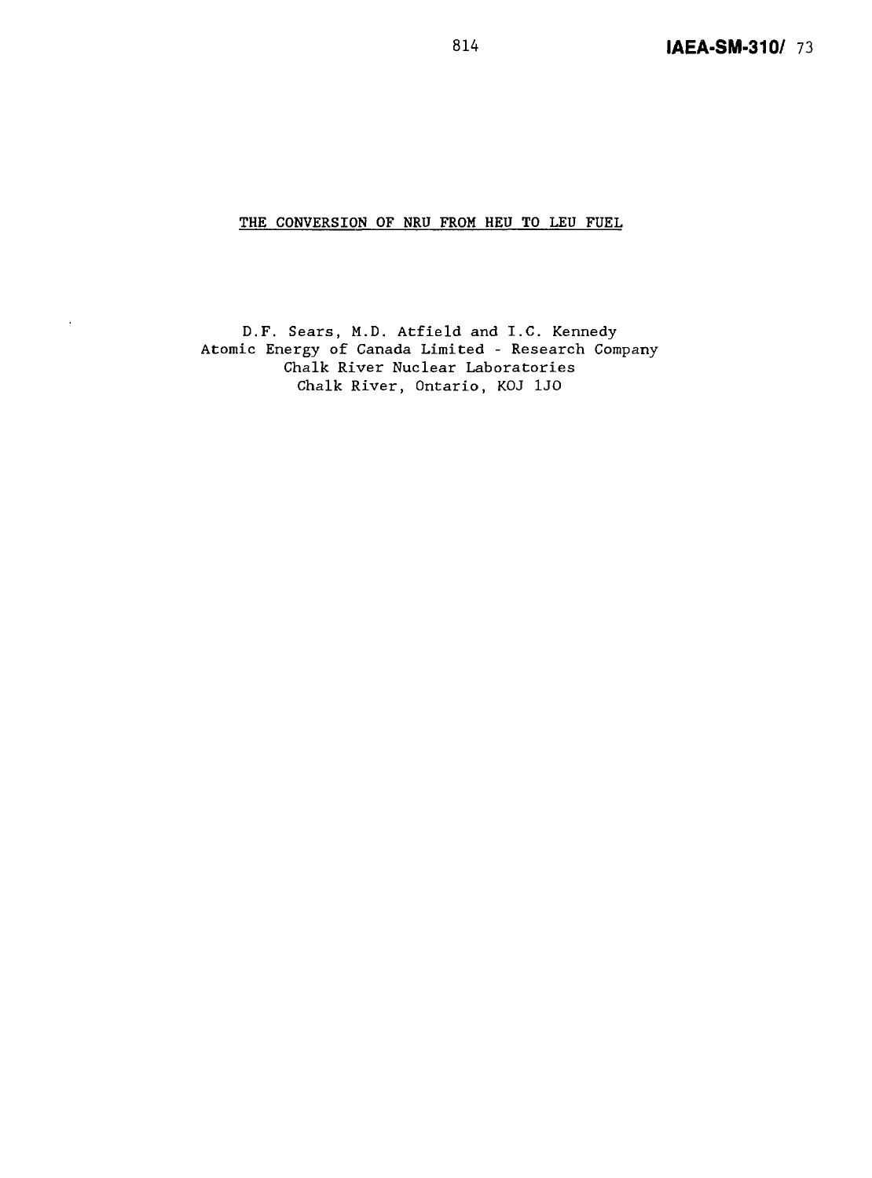# THE CONVERSION OF NRU FROM HEU TO LEU FUEL

D.F. Sears, M.D. Atfield and I.C. Kennedy
Atomic Energy of Canada Limited - Research Company
Chalk River Nuclear Laboratories
Chalk River, Ontario, KOJ 1J0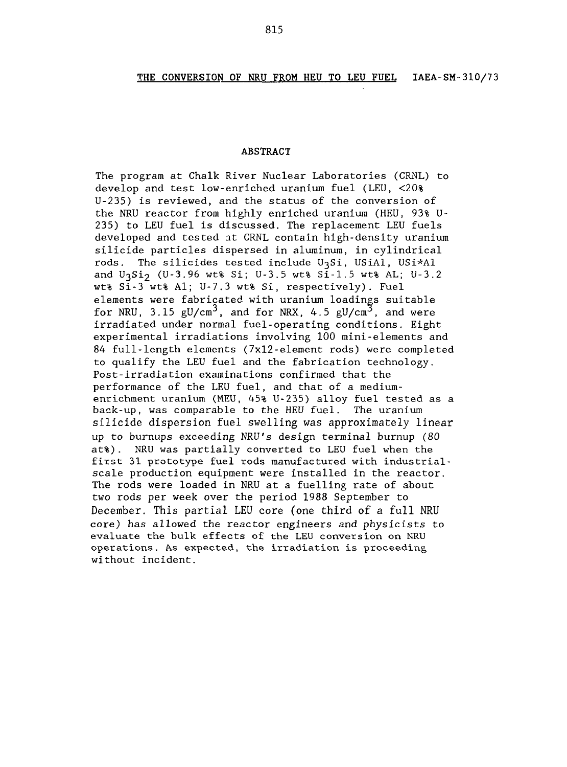THE CONVERSION OF NRU FROM HEU TO LEU FUEL IAEA-SM-310/73

## ABSTRACT

The program at Chalk River Nuclear Laboratories (CRNL) to develop and test low-enriched uranium fuel (LEU, <20% U-235) is reviewed, and the status of the conversion of the NRU reactor from highly enriched uranium (HEU, 93% U-235) to LEU fuel is discussed. The replacement LEU fuels developed and tested at CRNL contain high-density uranium silicide particles dispersed in aluminum, in cylindrical rods. The silicides tested include $U_3Si$, USiAl, USi*Al and $U_3Si_2$ (U-3.96 wt% Si; U-3.5 wt% Si-1.5 wt% AL; U-3.2 wt% Si-3 wt% Al; U-7.3 wt% Si, respectively). Fuel elements were fabricated with uranium loadings suitable for NRU, 3.15 $gU/cm^3$, and for NRX, 4.5 $gU/cm^3$, and were irradiated under normal fuel-operating conditions. Eight experimental irradiations involving 100 mini-elements and 84 full-length elements (7x12-element rods) were completed to qualify the LEU fuel and the fabrication technology. Post-irradiation examinations confirmed that the performance of the LEU fuel, and that of a medium-enrichment uranium (MEU, 45% U-235) alloy fuel tested as a back-up, was comparable to the HEU fuel. The uranium silicide dispersion fuel swelling was approximately linear up to burnups exceeding NRU's design terminal burnup (80 at%). NRU was partially converted to LEU fuel when the first 31 prototype fuel rods manufactured with industrial-scale production equipment were installed in the reactor. The rods were loaded in NRU at a fuelling rate of about two rods per week over the period 1988 September to December. This partial LEU core (one third of a full NRU core) has allowed the reactor engineers and physicists to evaluate the bulk effects of the LEU conversion on NRU operations. As expected, the irradiation is proceeding without incident.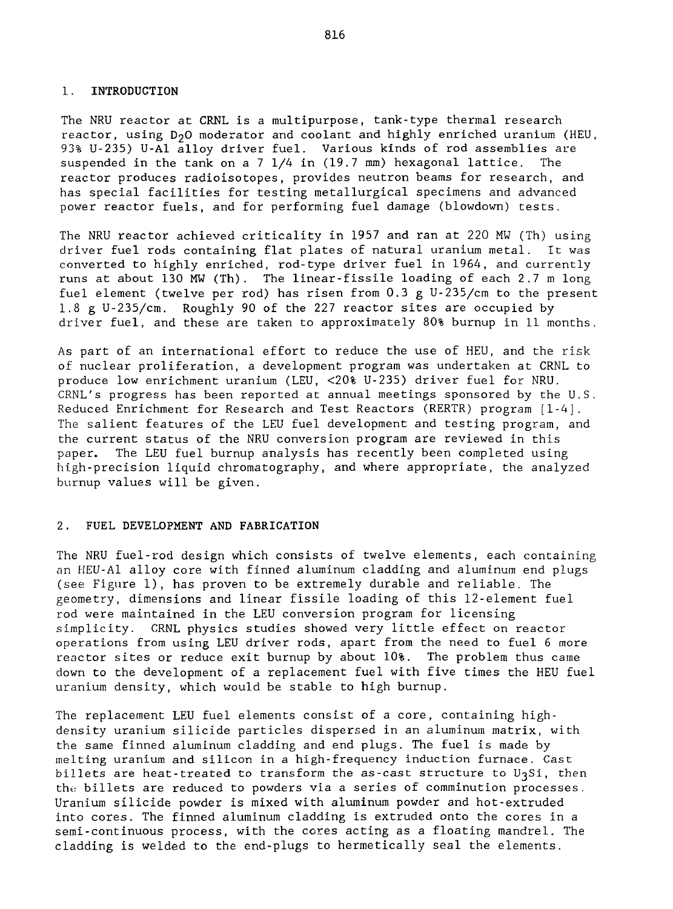## 1. INTRODUCTION

The NRU reactor at CRNL is a multipurpose, tank-type thermal research reactor, using $D_2O$ moderator and coolant and highly enriched uranium (HEU, 93% U-235) U-Al alloy driver fuel. Various kinds of rod assemblies are suspended in the tank on a 7 1/4 in (19.7 mm) hexagonal lattice. The reactor produces radioisotopes, provides neutron beams for research, and has special facilities for testing metallurgical specimens and advanced power reactor fuels, and for performing fuel damage (blowdown) tests.

The NRU reactor achieved criticality in 1957 and ran at 220 MW (Th) using driver fuel rods containing flat plates of natural uranium metal. It was converted to highly enriched, rod-type driver fuel in 1964, and currently runs at about 130 MW (Th). The linear-fissile loading of each 2.7 m long fuel element (twelve per rod) has risen from 0.3 g U-235/cm to the present 1.8 g U-235/cm. Roughly 90 of the 227 reactor sites are occupied by driver fuel, and these are taken to approximately 80% burnup in 11 months.

As part of an international effort to reduce the use of HEU, and the risk of nuclear proliferation, a development program was undertaken at CRNL to produce low enrichment uranium (LEU, <20% U-235) driver fuel for NRU. CRNL's progress has been reported at annual meetings sponsored by the U.S. Reduced Enrichment for Research and Test Reactors (RERTR) program [1-4]. The salient features of the LEU fuel development and testing program, and the current status of the NRU conversion program are reviewed in this paper. The LEU fuel burnup analysis has recently been completed using high-precision liquid chromatography, and where appropriate, the analyzed burnup values will be given.

## 2. FUEL DEVELOPMENT AND FABRICATION

The NRU fuel-rod design which consists of twelve elements, each containing an HEU-Al alloy core with finned aluminum cladding and aluminum end plugs (see Figure 1), has proven to be extremely durable and reliable. The geometry, dimensions and linear fissile loading of this 12-element fuel rod were maintained in the LEU conversion program for licensing simplicity. CRNL physics studies showed very little effect on reactor operations from using LEU driver rods, apart from the need to fuel 6 more reactor sites or reduce exit burnup by about 10%. The problem thus came down to the development of a replacement fuel with five times the HEU fuel uranium density, which would be stable to high burnup.

The replacement LEU fuel elements consist of a core, containing high-density uranium silicide particles dispersed in an aluminum matrix, with the same finned aluminum cladding and end plugs. The fuel is made by melting uranium and silicon in a high-frequency induction furnace. Cast billets are heat-treated to transform the as-cast structure to $U_3Si$, then the billets are reduced to powders via a series of comminution processes. Uranium silicide powder is mixed with aluminum powder and hot-extruded into cores. The finned aluminum cladding is extruded onto the cores in a semi-continuous process, with the cores acting as a floating mandrel. The cladding is welded to the end-plugs to hermetically seal the elements.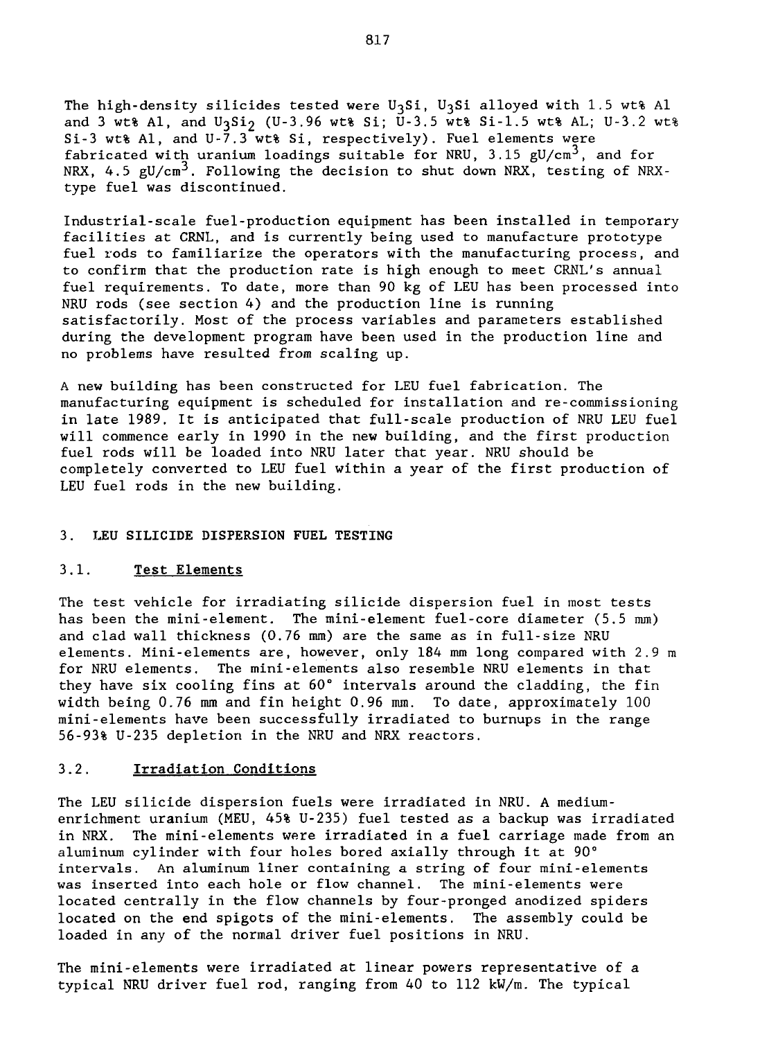The high-density silicides tested were $U_3Si$, $U_3Si$ alloyed with 1.5 wt% Al and 3 wt% Al, and $U_3Si_2$ (U-3.96 wt% Si; U-3.5 wt% Si-1.5 wt% AL; U-3.2 wt% Si-3 wt% Al, and U-7.3 wt% Si, respectively). Fuel elements were fabricated with uranium loadings suitable for NRU, 3.15 $gU/cm^3$, and for NRX, 4.5 $gU/cm^3$. Following the decision to shut down NRX, testing of NRX-type fuel was discontinued.

Industrial-scale fuel-production equipment has been installed in temporary facilities at CRNL, and is currently being used to manufacture prototype fuel rods to familiarize the operators with the manufacturing process, and to confirm that the production rate is high enough to meet CRNL's annual fuel requirements. To date, more than 90 kg of LEU has been processed into NRU rods (see section 4) and the production line is running satisfactorily. Most of the process variables and parameters established during the development program have been used in the production line and no problems have resulted from scaling up.

A new building has been constructed for LEU fuel fabrication. The manufacturing equipment is scheduled for installation and re-commissioning in late 1989. It is anticipated that full-scale production of NRU LEU fuel will commence early in 1990 in the new building, and the first production fuel rods will be loaded into NRU later that year. NRU should be completely converted to LEU fuel within a year of the first production of LEU fuel rods in the new building.

## 3. LEU SILICIDE DISPERSION FUEL TESTING

### 3.1. Test Elements

The test vehicle for irradiating silicide dispersion fuel in most tests has been the mini-element. The mini-element fuel-core diameter (5.5 mm) and clad wall thickness (0.76 mm) are the same as in full-size NRU elements. Mini-elements are, however, only 184 mm long compared with 2.9 m for NRU elements. The mini-elements also resemble NRU elements in that they have six cooling fins at 60° intervals around the cladding, the fin width being 0.76 mm and fin height 0.96 mm. To date, approximately 100 mini-elements have been successfully irradiated to burnups in the range 56-93% U-235 depletion in the NRU and NRX reactors.

### 3.2. Irradiation Conditions

The LEU silicide dispersion fuels were irradiated in NRU. A medium-enrichment uranium (MEU, 45% U-235) fuel tested as a backup was irradiated in NRX. The mini-elements were irradiated in a fuel carriage made from an aluminum cylinder with four holes bored axially through it at 90° intervals. An aluminum liner containing a string of four mini-elements was inserted into each hole or flow channel. The mini-elements were located centrally in the flow channels by four-pronged anodized spiders located on the end spigots of the mini-elements. The assembly could be loaded in any of the normal driver fuel positions in NRU.

The mini-elements were irradiated at linear powers representative of a typical NRU driver fuel rod, ranging from 40 to 112 kW/m. The typical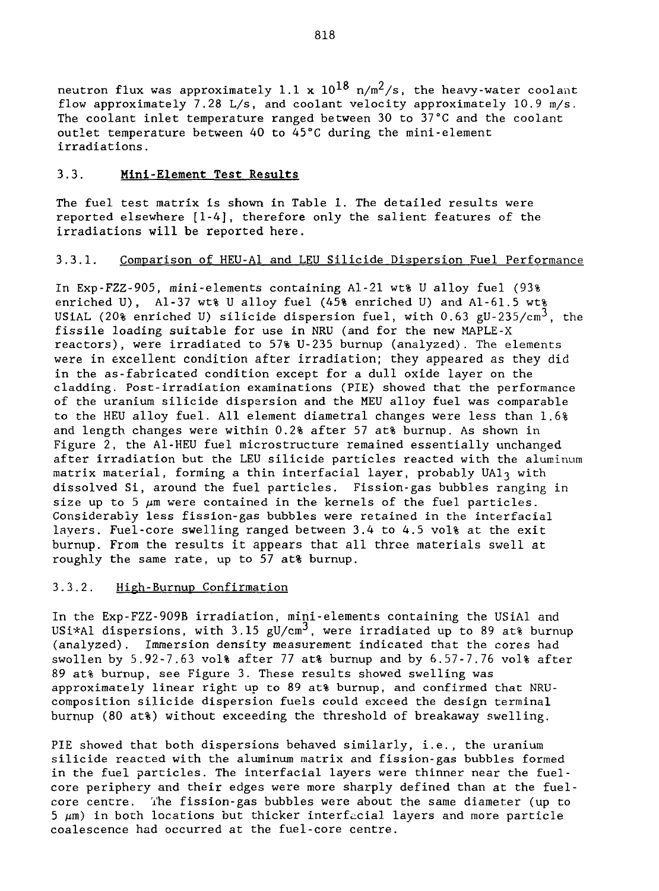neutron flux was approximately $1.1 \times 10^{18}$ $n/m^2/s$, the heavy-water coolant flow approximately 7.28 L/s, and coolant velocity approximately 10.9 m/s. The coolant inlet temperature ranged between 30 to 37°C and the coolant outlet temperature between 40 to 45°C during the mini-element irradiations.

### 3.3. **Mini-Element Test Results**

The fuel test matrix is shown in Table 1. The detailed results were reported elsewhere [1-4], therefore only the salient features of the irradiations will be reported here.

#### 3.3.1. Comparison of HEU-Al and LEU Silicide Dispersion Fuel Performance

In Exp-FZZ-905, mini-elements containing Al-21 wt% U alloy fuel (93% enriched U), Al-37 wt% U alloy fuel (45% enriched U) and Al-61.5 wt% USiAL (20% enriched U) silicide dispersion fuel, with 0.63 $gU\text{-}235/cm^3$, the fissile loading suitable for use in NRU (and for the new MAPLE-X reactors), were irradiated to 57% U-235 burnup (analyzed). The elements were in excellent condition after irradiation; they appeared as they did in the as-fabricated condition except for a dull oxide layer on the cladding. Post-irradiation examinations (PIE) showed that the performance of the uranium silicide dispersion and the MEU alloy fuel was comparable to the HEU alloy fuel. All element diametral changes were less than 1.6% and length changes were within 0.2% after 57 at% burnup. As shown in Figure 2, the Al-HEU fuel microstructure remained essentially unchanged after irradiation but the LEU silicide particles reacted with the aluminum matrix material, forming a thin interfacial layer, probably $UAl_3$ with dissolved Si, around the fuel particles. Fission-gas bubbles ranging in size up to 5 $\mu m$ were contained in the kernels of the fuel particles. Considerably less fission-gas bubbles were retained in the interfacial layers. Fuel-core swelling ranged between 3.4 to 4.5 vol% at the exit burnup. From the results it appears that all three materials swell at roughly the same rate, up to 57 at% burnup.

#### 3.3.2. High-Burnup Confirmation

In the Exp-FZZ-909B irradiation, mini-elements containing the USiAl and USi*Al dispersions, with 3.15 $gU/cm^3$, were irradiated up to 89 at% burnup (analyzed). Immersion density measurement indicated that the cores had swollen by 5.92-7.63 vol% after 77 at% burnup and by 6.57-7.76 vol% after 89 at% burnup, see Figure 3. These results showed swelling was approximately linear right up to 89 at% burnup, and confirmed that NRU-composition silicide dispersion fuels could exceed the design terminal burnup (80 at%) without exceeding the threshold of breakaway swelling.

PIE showed that both dispersions behaved similarly, i.e., the uranium silicide reacted with the aluminum matrix and fission-gas bubbles formed in the fuel particles. The interfacial layers were thinner near the fuel-core periphery and their edges were more sharply defined than at the fuel-core centre. The fission-gas bubbles were about the same diameter (up to 5 $\mu m$) in both locations but thicker interfacial layers and more particle coalescence had occurred at the fuel-core centre.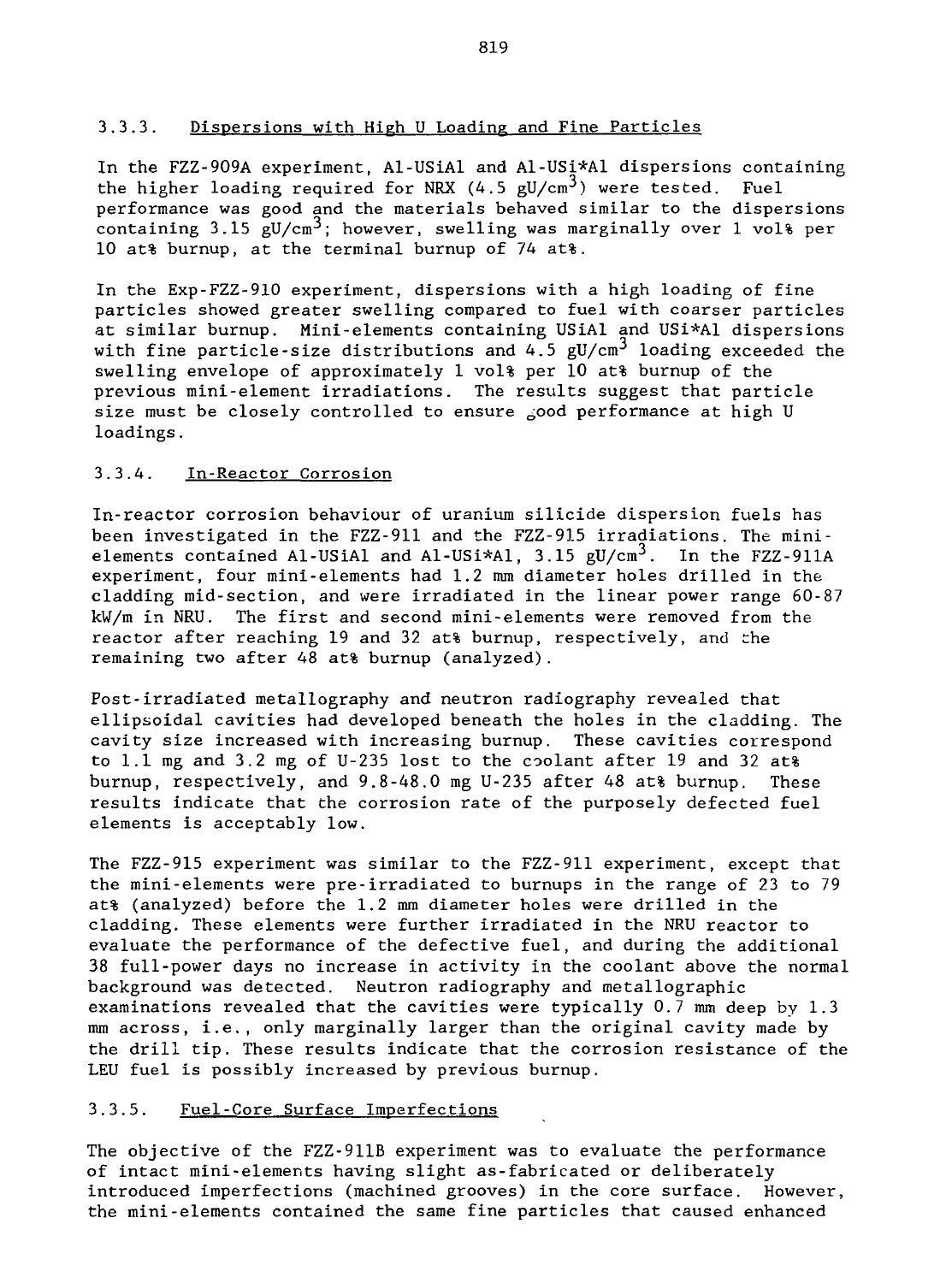### 3.3.3. Dispersions with High U Loading and Fine Particles

In the FZZ-909A experiment, Al-USiAl and Al-USi*Al dispersions containing the higher loading required for NRX (4.5 $gU/cm^3$) were tested. Fuel performance was good and the materials behaved similar to the dispersions containing 3.15 $gU/cm^3$; however, swelling was marginally over 1 vol% per 10 at% burnup, at the terminal burnup of 74 at%.

In the Exp-FZZ-910 experiment, dispersions with a high loading of fine particles showed greater swelling compared to fuel with coarser particles at similar burnup. Mini-elements containing USiAl and USi*Al dispersions with fine particle-size distributions and 4.5 $gU/cm^3$ loading exceeded the swelling envelope of approximately 1 vol% per 10 at% burnup of the previous mini-element irradiations. The results suggest that particle size must be closely controlled to ensure good performance at high U loadings.

### 3.3.4. In-Reactor Corrosion

In-reactor corrosion behaviour of uranium silicide dispersion fuels has been investigated in the FZZ-911 and the FZZ-915 irradiations. The mini-elements contained Al-USiAl and Al-USi*Al, 3.15 $gU/cm^3$. In the FZZ-911A experiment, four mini-elements had 1.2 mm diameter holes drilled in the cladding mid-section, and were irradiated in the linear power range 60-87 kW/m in NRU. The first and second mini-elements were removed from the reactor after reaching 19 and 32 at% burnup, respectively, and the remaining two after 48 at% burnup (analyzed).

Post-irradiated metallography and neutron radiography revealed that ellipsoidal cavities had developed beneath the holes in the cladding. The cavity size increased with increasing burnup. These cavities correspond to 1.1 mg and 3.2 mg of U-235 lost to the coolant after 19 and 32 at% burnup, respectively, and 9.8-48.0 mg U-235 after 48 at% burnup. These results indicate that the corrosion rate of the purposely defected fuel elements is acceptably low.

The FZZ-915 experiment was similar to the FZZ-911 experiment, except that the mini-elements were pre-irradiated to burnups in the range of 23 to 79 at% (analyzed) before the 1.2 mm diameter holes were drilled in the cladding. These elements were further irradiated in the NRU reactor to evaluate the performance of the defective fuel, and during the additional 38 full-power days no increase in activity in the coolant above the normal background was detected. Neutron radiography and metallographic examinations revealed that the cavities were typically 0.7 mm deep by 1.3 mm across, i.e., only marginally larger than the original cavity made by the drill tip. These results indicate that the corrosion resistance of the LEU fuel is possibly increased by previous burnup.

### 3.3.5. Fuel-Core Surface Imperfections

The objective of the FZZ-911B experiment was to evaluate the performance of intact mini-elements having slight as-fabricated or deliberately introduced imperfections (machined grooves) in the core surface. However, the mini-elements contained the same fine particles that caused enhanced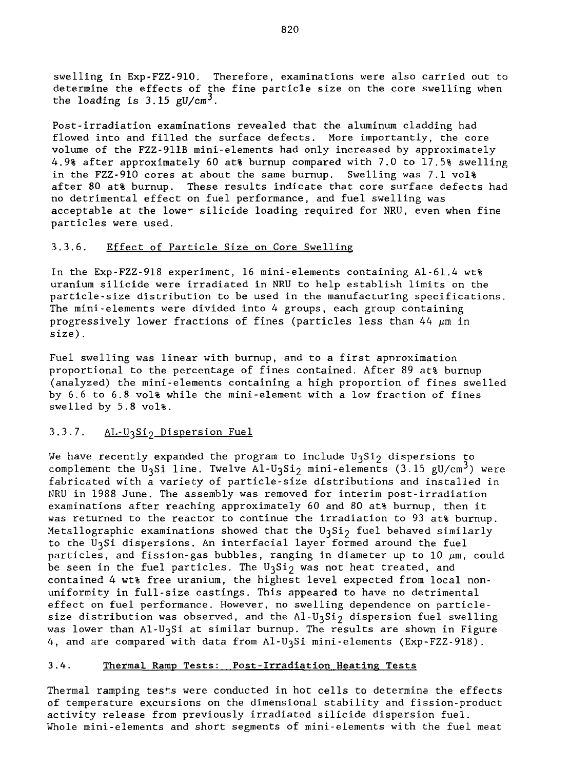swelling in Exp-FZZ-910. Therefore, examinations were also carried out to determine the effects of the fine particle size on the core swelling when the loading is 3.15 $gU/cm^3$.

Post-irradiation examinations revealed that the aluminum cladding had flowed into and filled the surface defects. More importantly, the core volume of the FZZ-911B mini-elements had only increased by approximately 4.9% after approximately 60 at% burnup compared with 7.0 to 17.5% swelling in the FZZ-910 cores at about the same burnup. Swelling was 7.1 vol% after 80 at% burnup. These results indicate that core surface defects had no detrimental effect on fuel performance, and fuel swelling was acceptable at the lower silicide loading required for NRU, even when fine particles were used.

### 3.3.6. Effect of Particle Size on Core Swelling

In the Exp-FZZ-918 experiment, 16 mini-elements containing Al-61.4 wt% uranium silicide were irradiated in NRU to help establish limits on the particle-size distribution to be used in the manufacturing specifications. The mini-elements were divided into 4 groups, each group containing progressively lower fractions of fines (particles less than 44 $\mu m$ in size).

Fuel swelling was linear with burnup, and to a first approximation proportional to the percentage of fines contained. After 89 at% burnup (analyzed) the mini-elements containing a high proportion of fines swelled by 6.6 to 6.8 vol% while the mini-element with a low fraction of fines swelled by 5.8 vol%.

### 3.3.7. AL-$U_3Si_2$ Dispersion Fuel

We have recently expanded the program to include $U_3Si_2$ dispersions to complement the $U_3Si$ line. Twelve Al-$U_3Si_2$ mini-elements (3.15 $gU/cm^3$) were fabricated with a variety of particle-size distributions and installed in NRU in 1988 June. The assembly was removed for interim post-irradiation examinations after reaching approximately 60 and 80 at% burnup, then it was returned to the reactor to continue the irradiation to 93 at% burnup. Metallographic examinations showed that the $U_3Si_2$ fuel behaved similarly to the $U_3Si$ dispersions. An interfacial layer formed around the fuel particles, and fission-gas bubbles, ranging in diameter up to 10 $\mu m$, could be seen in the fuel particles. The $U_3Si_2$ was not heat treated, and contained 4 wt% free uranium, the highest level expected from local non-uniformity in full-size castings. This appeared to have no detrimental effect on fuel performance. However, no swelling dependence on particle-size distribution was observed, and the Al-$U_3Si_2$ dispersion fuel swelling was lower than Al-$U_3Si$ at similar burnup. The results are shown in Figure 4, and are compared with data from Al-$U_3Si$ mini-elements (Exp-FZZ-918).

## 3.4. Thermal Ramp Tests: Post-Irradiation Heating Tests

Thermal ramping tests were conducted in hot cells to determine the effects of temperature excursions on the dimensional stability and fission-product activity release from previously irradiated silicide dispersion fuel. Whole mini-elements and short segments of mini-elements with the fuel meat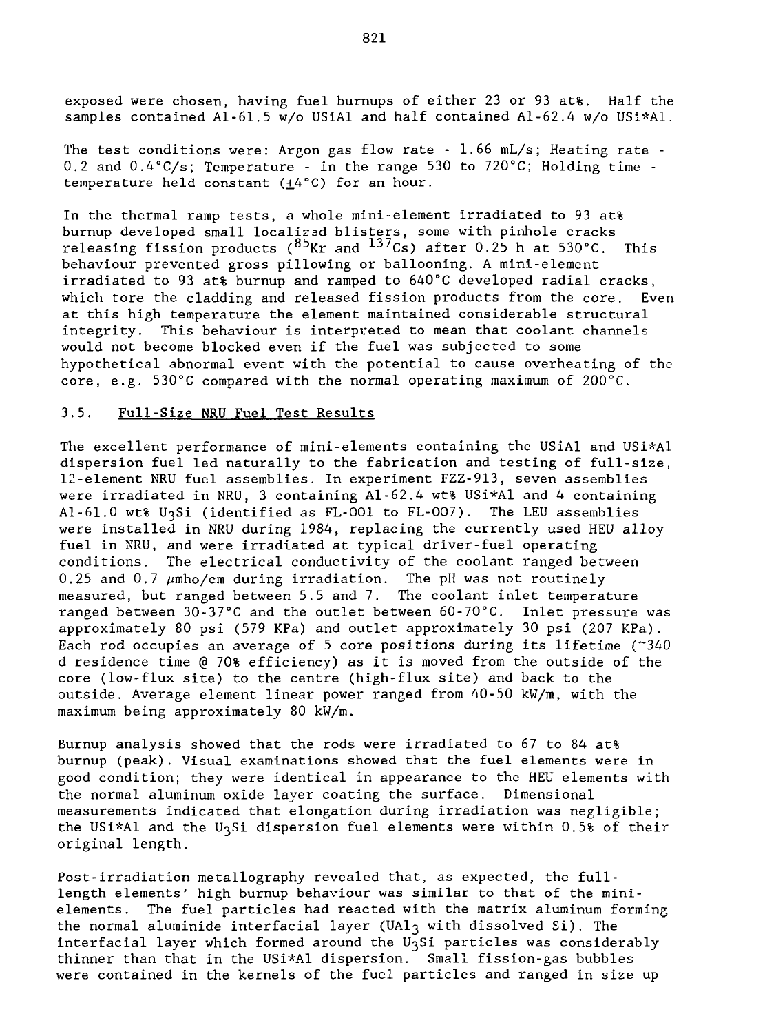exposed were chosen, having fuel burnups of either 23 or 93 at%. Half the samples contained Al-61.5 w/o USiAl and half contained Al-62.4 w/o USi*Al.

The test conditions were: Argon gas flow rate - 1.66 mL/s; Heating rate - 0.2 and 0.4°C/s; Temperature - in the range 530 to 720°C; Holding time - temperature held constant (±4°C) for an hour.

In the thermal ramp tests, a whole mini-element irradiated to 93 at% burnup developed small localized blisters, some with pinhole cracks releasing fission products ($^{85}Kr$ and $^{137}Cs$) after 0.25 h at 530°C. This behaviour prevented gross pillowing or ballooning. A mini-element irradiated to 93 at% burnup and ramped to 640°C developed radial cracks, which tore the cladding and released fission products from the core. Even at this high temperature the element maintained considerable structural integrity. This behaviour is interpreted to mean that coolant channels would not become blocked even if the fuel was subjected to some hypothetical abnormal event with the potential to cause overheating of the core, e.g. 530°C compared with the normal operating maximum of 200°C.

### 3.5. Full-Size NRU Fuel Test Results

The excellent performance of mini-elements containing the USiAl and USi*Al dispersion fuel led naturally to the fabrication and testing of full-size, 12-element NRU fuel assemblies. In experiment FZZ-913, seven assemblies were irradiated in NRU, 3 containing Al-62.4 wt% USi*Al and 4 containing Al-61.0 wt% $U_3Si$ (identified as FL-001 to FL-007). The LEU assemblies were installed in NRU during 1984, replacing the currently used HEU alloy fuel in NRU, and were irradiated at typical driver-fuel operating conditions. The electrical conductivity of the coolant ranged between 0.25 and 0.7 μmho/cm during irradiation. The pH was not routinely measured, but ranged between 5.5 and 7. The coolant inlet temperature ranged between 30-37°C and the outlet between 60-70°C. Inlet pressure was approximately 80 psi (579 KPa) and outlet approximately 30 psi (207 KPa). Each rod occupies an average of 5 core positions during its lifetime (~340 d residence time @ 70% efficiency) as it is moved from the outside of the core (low-flux site) to the centre (high-flux site) and back to the outside. Average element linear power ranged from 40-50 kW/m, with the maximum being approximately 80 kW/m.

Burnup analysis showed that the rods were irradiated to 67 to 84 at% burnup (peak). Visual examinations showed that the fuel elements were in good condition; they were identical in appearance to the HEU elements with the normal aluminum oxide layer coating the surface. Dimensional measurements indicated that elongation during irradiation was negligible; the USi*Al and the $U_3Si$ dispersion fuel elements were within 0.5% of their original length.

Post-irradiation metallography revealed that, as expected, the full-length elements' high burnup behaviour was similar to that of the mini-elements. The fuel particles had reacted with the matrix aluminum forming the normal aluminide interfacial layer ($UAl_3$ with dissolved Si). The interfacial layer which formed around the $U_3Si$ particles was considerably thinner than that in the USi*Al dispersion. Small fission-gas bubbles were contained in the kernels of the fuel particles and ranged in size up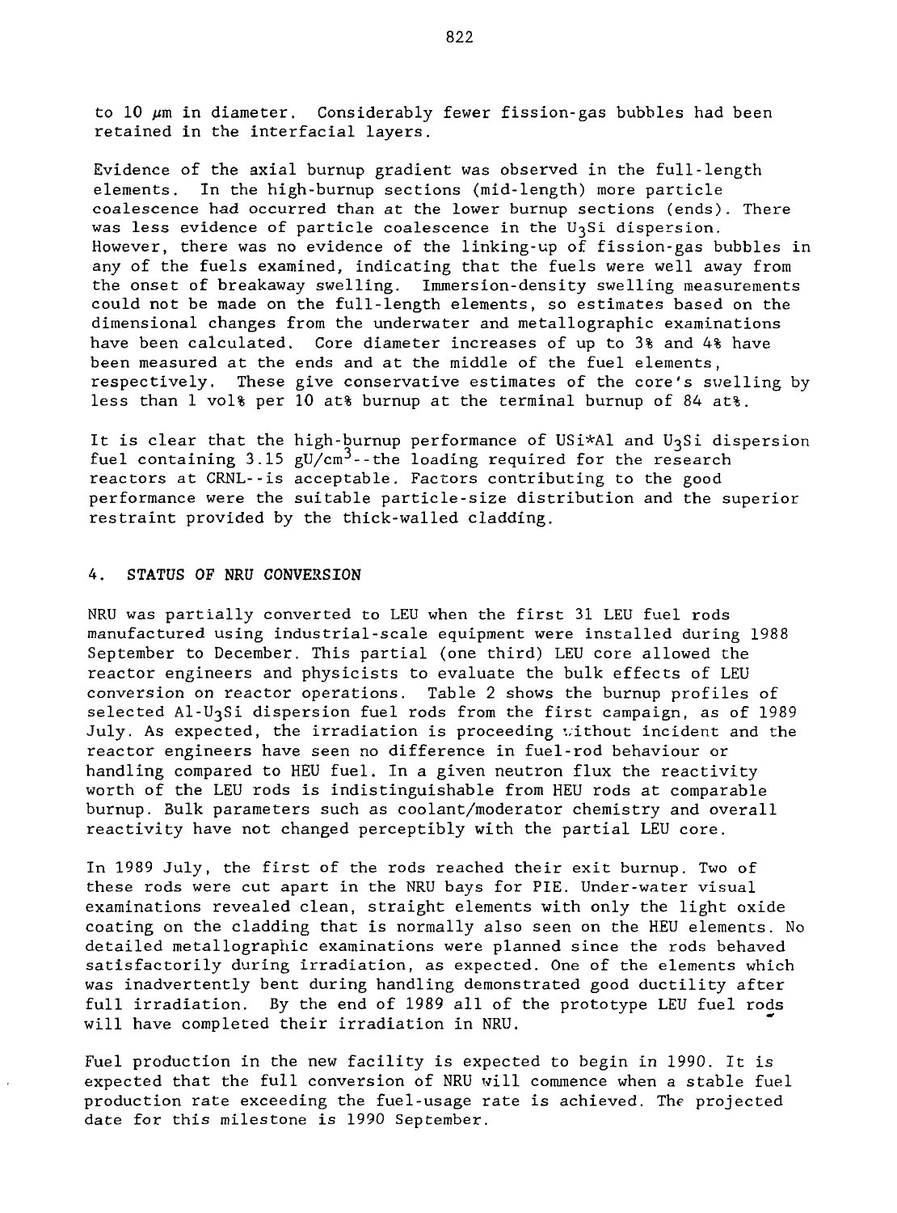to 10 μm in diameter. Considerably fewer fission-gas bubbles had been retained in the interfacial layers.

Evidence of the axial burnup gradient was observed in the full-length elements. In the high-burnup sections (mid-length) more particle coalescence had occurred than at the lower burnup sections (ends). There was less evidence of particle coalescence in the $U_3Si$ dispersion. However, there was no evidence of the linking-up of fission-gas bubbles in any of the fuels examined, indicating that the fuels were well away from the onset of breakaway swelling. Immersion-density swelling measurements could not be made on the full-length elements, so estimates based on the dimensional changes from the underwater and metallographic examinations have been calculated. Core diameter increases of up to 3% and 4% have been measured at the ends and at the middle of the fuel elements, respectively. These give conservative estimates of the core's swelling by less than 1 vol% per 10 at% burnup at the terminal burnup of 84 at%.

It is clear that the high-burnup performance of USi*Al and $U_3Si$ dispersion fuel containing 3.15 $gU/cm^3$--the loading required for the research reactors at CRNL--is acceptable. Factors contributing to the good performance were the suitable particle-size distribution and the superior restraint provided by the thick-walled cladding.

## 4. STATUS OF NRU CONVERSION

NRU was partially converted to LEU when the first 31 LEU fuel rods manufactured using industrial-scale equipment were installed during 1988 September to December. This partial (one third) LEU core allowed the reactor engineers and physicists to evaluate the bulk effects of LEU conversion on reactor operations. Table 2 shows the burnup profiles of selected Al-$U_3Si$ dispersion fuel rods from the first campaign, as of 1989 July. As expected, the irradiation is proceeding without incident and the reactor engineers have seen no difference in fuel-rod behaviour or handling compared to HEU fuel. In a given neutron flux the reactivity worth of the LEU rods is indistinguishable from HEU rods at comparable burnup. Bulk parameters such as coolant/moderator chemistry and overall reactivity have not changed perceptibly with the partial LEU core.

In 1989 July, the first of the rods reached their exit burnup. Two of these rods were cut apart in the NRU bays for PIE. Under-water visual examinations revealed clean, straight elements with only the light oxide coating on the cladding that is normally also seen on the HEU elements. No detailed metallographic examinations were planned since the rods behaved satisfactorily during irradiation, as expected. One of the elements which was inadvertently bent during handling demonstrated good ductility after full irradiation. By the end of 1989 all of the prototype LEU fuel rods will have completed their irradiation in NRU.

Fuel production in the new facility is expected to begin in 1990. It is expected that the full conversion of NRU will commence when a stable fuel production rate exceeding the fuel-usage rate is achieved. The projected date for this milestone is 1990 September.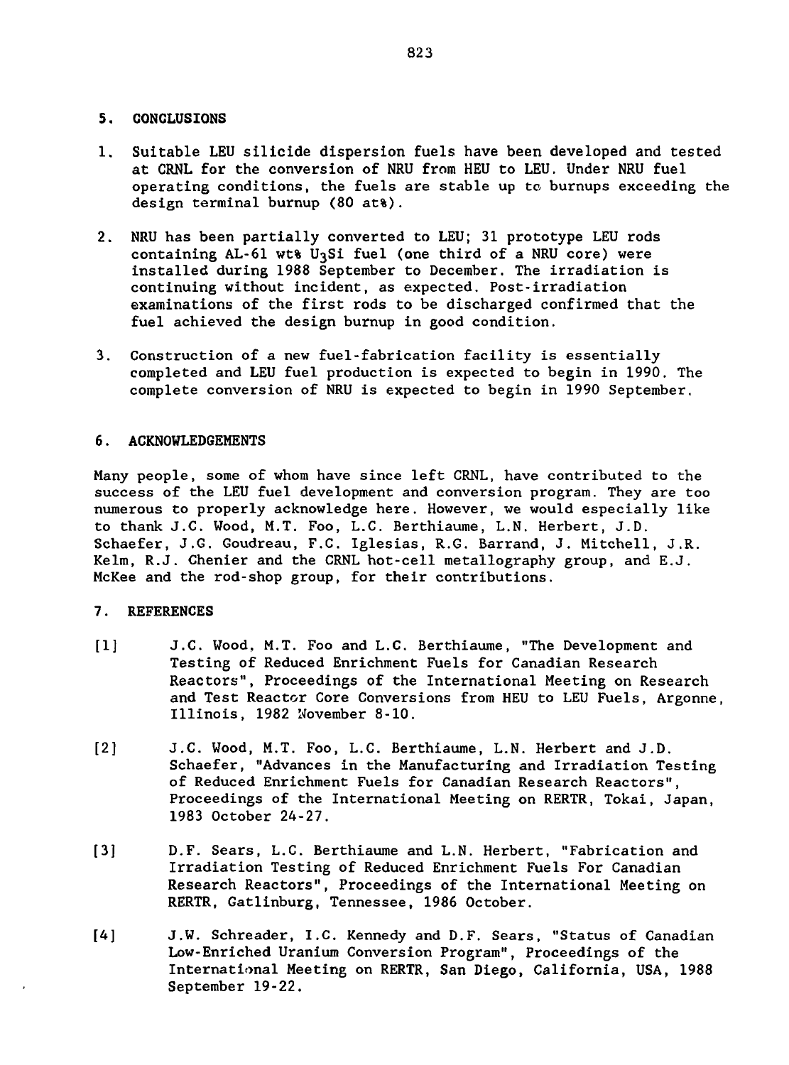## 5. CONCLUSIONS

1. Suitable LEU silicide dispersion fuels have been developed and tested at CRNL for the conversion of NRU from HEU to LEU. Under NRU fuel operating conditions, the fuels are stable up to burnups exceeding the design terminal burnup (80 at%).

2. NRU has been partially converted to LEU; 31 prototype LEU rods containing Al-61 wt% $U_3Si$ fuel (one third of a NRU core) were installed during 1988 September to December. The irradiation is continuing without incident, as expected. Post-irradiation examinations of the first rods to be discharged confirmed that the fuel achieved the design burnup in good condition.

3. Construction of a new fuel-fabrication facility is essentially completed and LEU fuel production is expected to begin in 1990. The complete conversion of NRU is expected to begin in 1990 September.

## 6. ACKNOWLEDGEMENTS

Many people, some of whom have since left CRNL, have contributed to the success of the LEU fuel development and conversion program. They are too numerous to properly acknowledge here. However, we would especially like to thank J.C. Wood, M.T. Foo, L.C. Berthiaume, L.N. Herbert, J.D. Schaefer, J.G. Goudreau, F.C. Iglesias, R.G. Barrand, J. Mitchell, J.R. Kelm, R.J. Chenier and the CRNL hot-cell metallography group, and E.J. McKee and the rod-shop group, for their contributions.

## 7. REFERENCES

[1] J.C. Wood, M.T. Foo and L.C. Berthiaume, "The Development and Testing of Reduced Enrichment Fuels for Canadian Research Reactors", Proceedings of the International Meeting on Research and Test Reactor Core Conversions from HEU to LEU Fuels, Argonne, Illinois, 1982 November 8-10.

[2] J.C. Wood, M.T. Foo, L.C. Berthiaume, L.N. Herbert and J.D. Schaefer, "Advances in the Manufacturing and Irradiation Testing of Reduced Enrichment Fuels for Canadian Research Reactors", Proceedings of the International Meeting on RERTR, Tokai, Japan, 1983 October 24-27.

[3] D.F. Sears, L.C. Berthiaume and L.N. Herbert, "Fabrication and Irradiation Testing of Reduced Enrichment Fuels For Canadian Research Reactors", Proceedings of the International Meeting on RERTR, Gatlinburg, Tennessee, 1986 October.

[4] J.W. Schreader, I.C. Kennedy and D.F. Sears, "Status of Canadian Low-Enriched Uranium Conversion Program", Proceedings of the International Meeting on RERTR, San Diego, California, USA, 1988 September 19-22.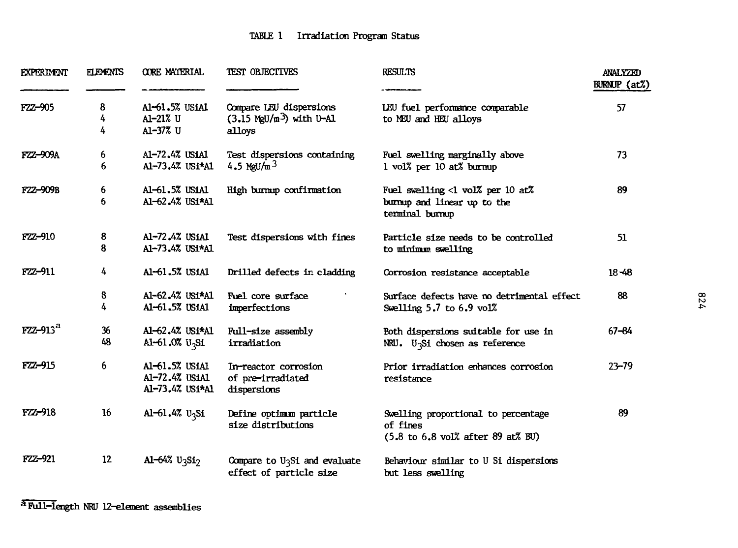TABLE 1 Irradiation Program Status

| EXPERIMENT | ELEMENTS | CORE MATERIAL | TEST OBJECTIVES | RESULTS | ANALYZED BURNUP (at%) |
|---|---|---|---|---|---|
| FZZ-905 | 8<br>4<br>4 | Al-61.5% USiAl<br>Al-21% U<br>Al-37% U | Compare LEU dispersions (3.15 MgU/$m^3$) with U-Al alloys | LEU fuel performance comparable to MEU and HEU alloys | 57 |
| FZZ-909A | 6<br>6 | Al-72.4% USiAl<br>Al-73.4% USi*Al | Test dispersions containing 4.5 MgU/$m^3$ | Fuel swelling marginally above 1 vol% per 10 at% burnup | 73 |
| FZZ-909B | 6<br>6 | Al-61.5% USiAl<br>Al-62.4% USi*Al | High burnup confirmation | Fuel swelling <1 vol% per 10 at% burnup and linear up to the terminal burnup | 89 |
| FZZ-910 | 8<br>8 | Al-72.4% USiAl<br>Al-73.4% USi*Al | Test dispersions with fines | Particle size needs to be controlled to minimum swelling | 51 |
| FZZ-911 | 4 | Al-61.5% USiAl | Drilled defects in cladding | Corrosion resistance acceptable | 18-48 |
| | 8<br>4 | Al-62.4% USi*Al<br>Al-61.5% USiAl | Fuel core surface imperfections | Surface defects have no detrimental effect<br>Swelling 5.7 to 6.9 vol% | 88 |
| FZZ-913[a] | 36<br>48 | Al-62.4% USi*Al<br>Al-61.0% $U_3Si$ | Full-size assembly irradiation | Both dispersions suitable for use in NRU. $U_3Si$ chosen as reference | 67-84 |
| FZZ-915 | 6 | Al-61.5% USiAl<br>Al-72.4% USiAl<br>Al-73.4% USi*Al | In-reactor corrosion of pre-irradiated dispersions | Prior irradiation enhances corrosion resistance | 23-79 |
| FZZ-918 | 16 | Al-61.4% $U_3Si$ | Define optimum particle size distributions | Swelling proportional to percentage of fines (5.8 to 6.8 vol% after 89 at% BU) | 89 |
| FZZ-921 | 12 | Al-64% $U_3Si_2$ | Compare to $U_3Si$ and evaluate effect of particle size | Behaviour similar to U Si dispersions but less swelling | |

[a] Full-length NRU 12-element assemblies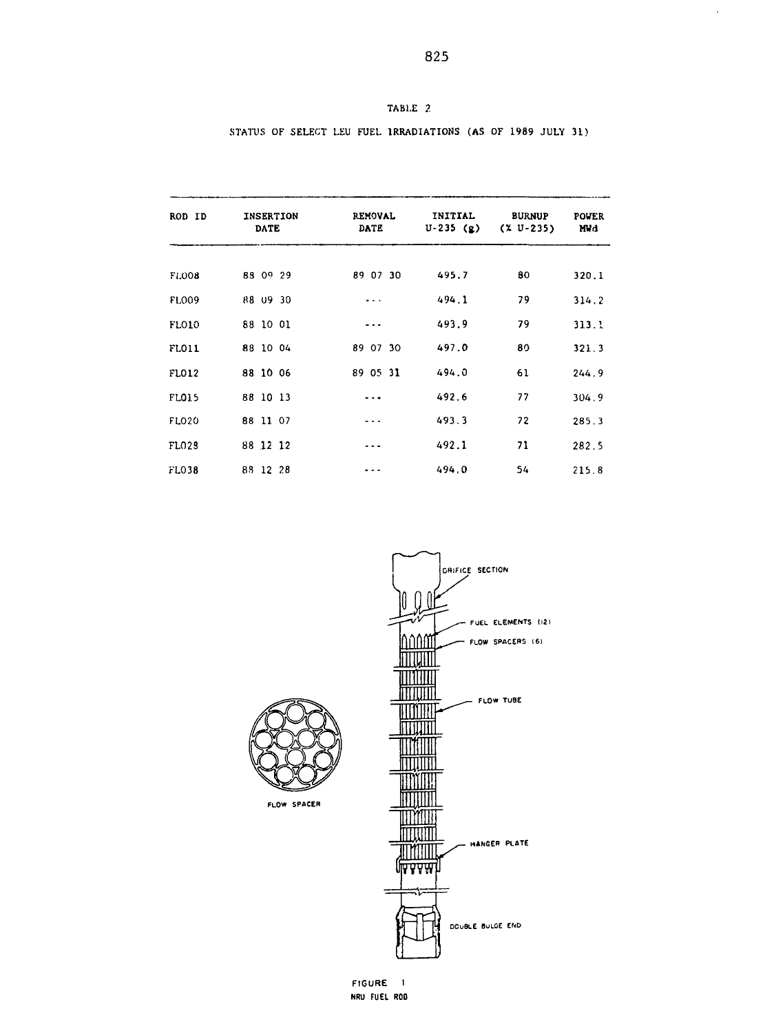TABLE 2

STATUS OF SELECT LEU FUEL IRRADIATIONS (AS OF 1989 JULY 31)

| ROD ID | INSERTION DATE | REMOVAL DATE | INITIAL U-235 (g) | BURNUP (% U-235) | POWER MWd |
|---|---|---|---|---|---|
| FL008 | 88 09 29 | 89 07 30 | 495.7 | 80 | 320.1 |
| FL009 | 88 09 30 | --- | 494.1 | 79 | 314.2 |
| FL010 | 88 10 01 | --- | 493.9 | 79 | 313.1 |
| FL011 | 88 10 04 | 89 07 30 | 497.0 | 80 | 321.3 |
| FL012 | 88 10 06 | 89 05 31 | 494.0 | 61 | 244.9 |
| FL015 | 88 10 13 | --- | 492.6 | 77 | 304.9 |
| FL020 | 88 11 07 | --- | 493.3 | 72 | 285.3 |
| FL028 | 88 12 12 | --- | 492.1 | 71 | 282.5 |
| FL038 | 88 12 28 | --- | 494.0 | 54 | 215.8 |

ORIFICE SECTION

FUEL ELEMENTS (12)

FLOW SPACERS (6)

FLOW TUBE

HANGER PLATE

DOUBLE BULGE END

FLOW SPACER

FIGURE 1
NRU FUEL ROD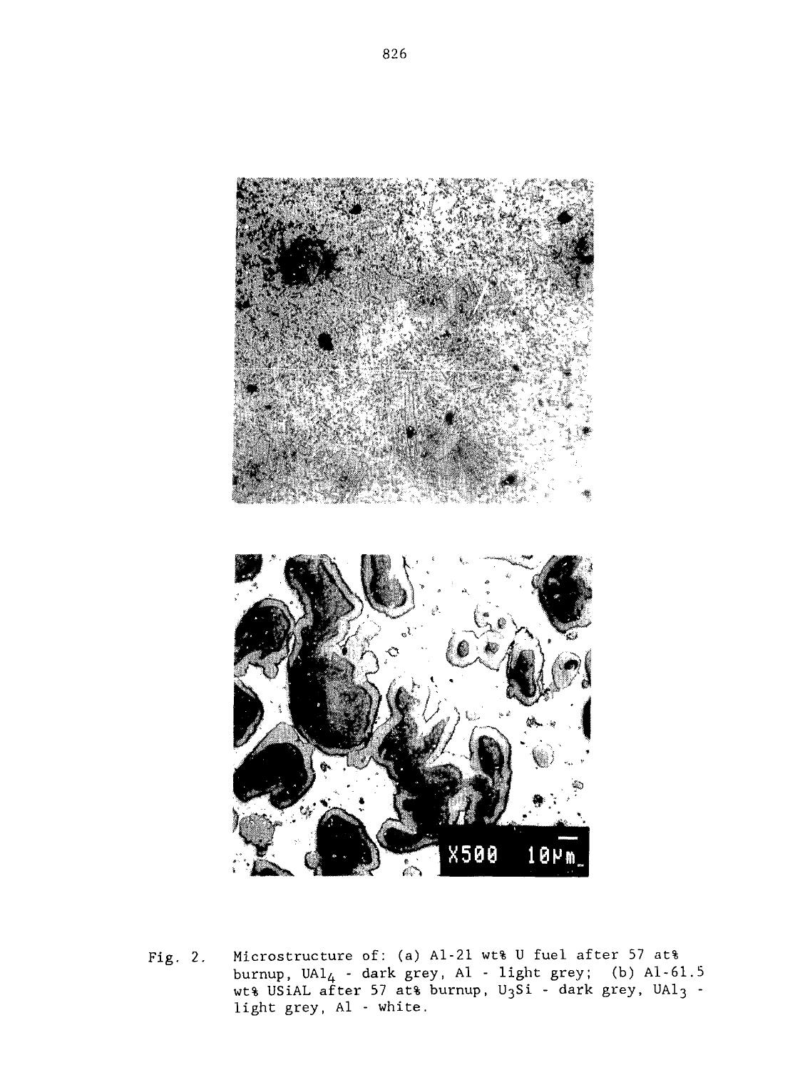X500 10μm

Fig. 2. Microstructure of: (a) Al-21 wt% U fuel after 57 at% burnup, $UAl_4$ - dark grey, Al - light grey; (b) Al-61.5 wt% USiAL after 57 at% burnup, $U_3Si$ - dark grey, $UAl_3$ - light grey, Al - white.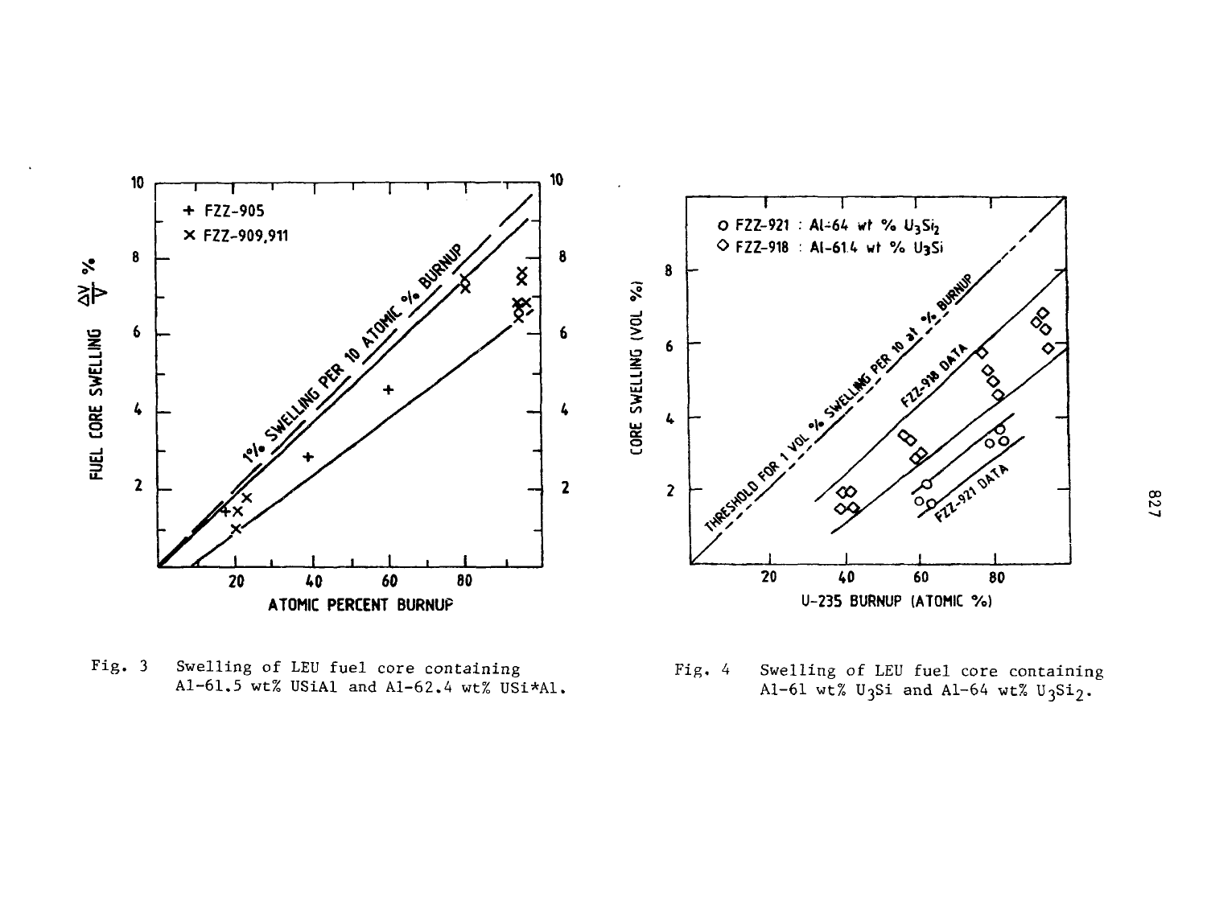10

+ FZZ-905

× FZZ-909,911

1% SWELLING PER 10 ATOMIC % BURNUP

FUEL CORE SWELLING $\frac{\Delta V}{V}$ %

ATOMIC PERCENT BURNUP

20 40 60 80

2 4 6 8 10

Fig. 3 Swelling of LEU fuel core containing Al-61.5 wt% USiAl and Al-62.4 wt% USi*Al.

○ FZZ-921 : Al-64 wt % $U_3Si_2$

◇ FZZ-918 : Al-61.4 wt % $U_3Si$

THRESHOLD FOR 1 VOL % SWELLING PER 10 at % BURNUP

FZZ-918 DATA

FZZ-921 DATA

CORE SWELLING (VOL %)

U-235 BURNUP (ATOMIC %)

20 40 60 80

2 4 6 8

Fig. 4 Swelling of LEU fuel core containing Al-61 wt% $U_3Si$ and Al-64 wt% $U_3Si_2$.